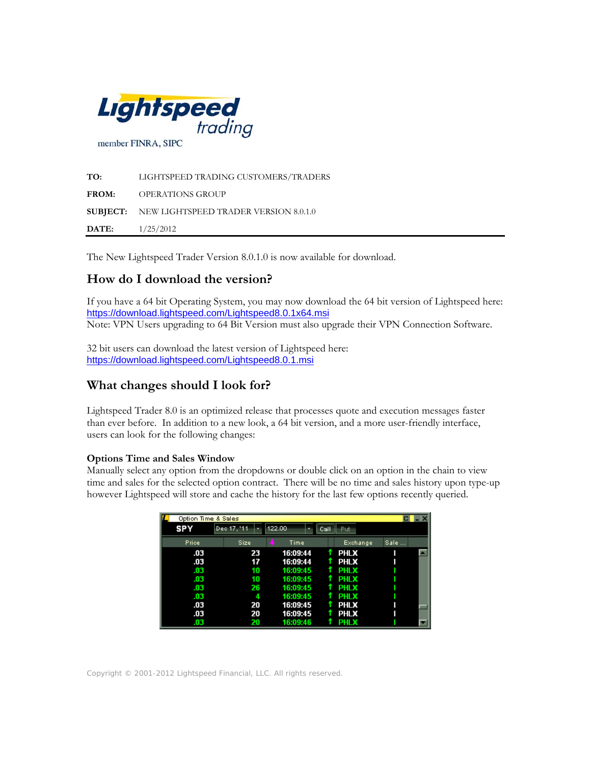Lightspeed trading

member FINRA, SIPC

**TO:** LIGHTSPEED TRADING CUSTOMERS/TRADERS

**FROM:** OPERATIONS GROUP

**SUBJECT:** NEW LIGHTSPEED TRADER VERSION 8.0.1.0

**DATE:** 1/25/2012

---

The New Lightspeed Trader Version 8.0.1.0 is now available for download.

## How do I download the version?

If you have a 64 bit Operating System, you may now download the 64 bit version of Lightspeed here:
https://download.lightspeed.com/Lightspeed8.0.1x64.msi
Note: VPN Users upgrading to 64 Bit Version must also upgrade their VPN Connection Software.

32 bit users can download the latest version of Lightspeed here:
https://download.lightspeed.com/Lightspeed8.0.1.msi

## What changes should I look for?

Lightspeed Trader 8.0 is an optimized release that processes quote and execution messages faster than ever before. In addition to a new look, a 64 bit version, and a more user-friendly interface, users can look for the following changes:

### Options Time and Sales Window

Manually select any option from the dropdowns or double click on an option in the chain to view time and sales for the selected option contract. There will be no time and sales history upon type-up however Lightspeed will store and cache the history for the last few options recently queried.

Option Time & Sales

SPY | Dec 17, '11 | 122.00 | Call | Put

| Price | Size | Time | | Exchange | Sale ... |
|---|---|---|---|---|---|
| .03 | 23 | 16:09:44 | ↑ | PHLX | I |
| .03 | 17 | 16:09:44 | ↑ | PHLX | I |
| .03 | 10 | 16:09:45 | ↑ | PHLX | I |
| .03 | 10 | 16:09:45 | ↑ | PHLX | I |
| .03 | 26 | 16:09:45 | ↑ | PHLX | I |
| .03 | 4 | 16:09:45 | ↑ | PHLX | I |
| .03 | 20 | 16:09:45 | ↑ | PHLX | I |
| .03 | 20 | 16:09:45 | ↑ | PHLX | I |
| .03 | 20 | 16:09:46 | ↑ | PHLX | I |

Copyright © 2001-2012 Lightspeed Financial, LLC. All rights reserved.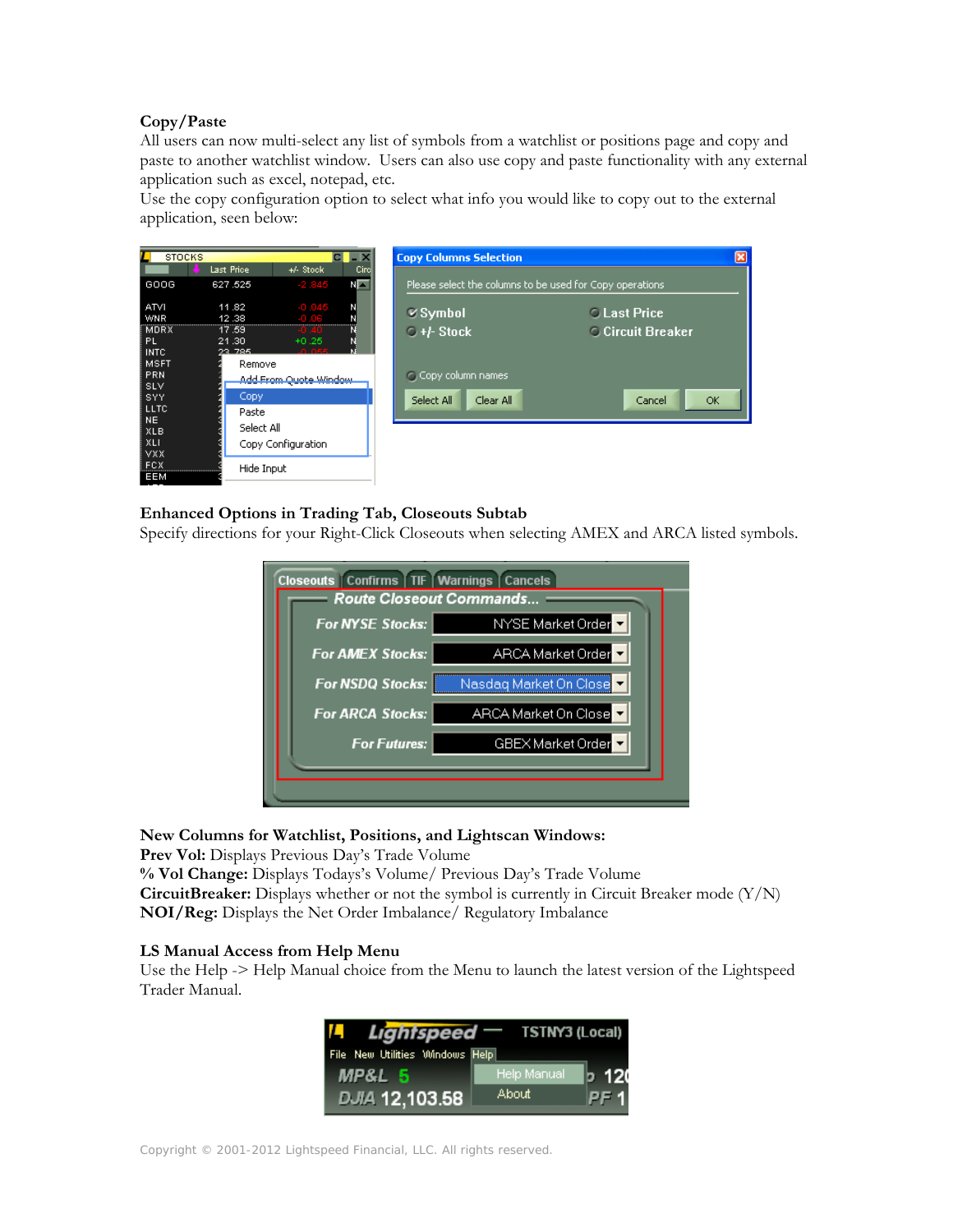**Copy/Paste**

All users can now multi-select any list of symbols from a watchlist or positions page and copy and paste to another watchlist window. Users can also use copy and paste functionality with any external application such as excel, notepad, etc.

Use the copy configuration option to select what info you would like to copy out to the external application, seen below:

**Enhanced Options in Trading Tab, Closeouts Subtab**

Specify directions for your Right-Click Closeouts when selecting AMEX and ARCA listed symbols.

**New Columns for Watchlist, Positions, and Lightscan Windows:**

**Prev Vol:** Displays Previous Day's Trade Volume

**% Vol Change:** Displays Todays's Volume/ Previous Day's Trade Volume

**CircuitBreaker:** Displays whether or not the symbol is currently in Circuit Breaker mode (Y/N)

**NOI/Reg:** Displays the Net Order Imbalance/ Regulatory Imbalance

**LS Manual Access from Help Menu**

Use the Help -> Help Manual choice from the Menu to launch the latest version of the Lightspeed Trader Manual.

Copyright © 2001-2012 Lightspeed Financial, LLC. All rights reserved.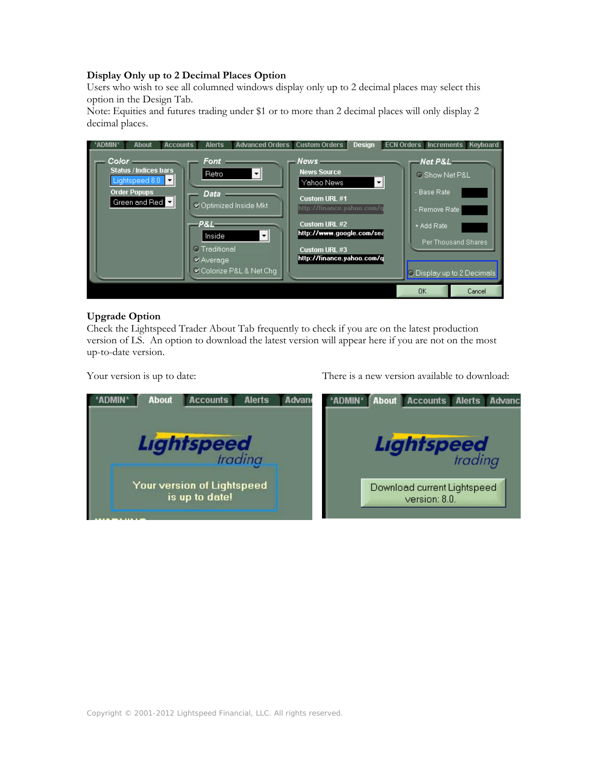**Display Only up to 2 Decimal Places Option**

Users who wish to see all columned windows display only up to 2 decimal places may select this option in the Design Tab.

Note: Equities and futures trading under $1 or to more than 2 decimal places will only display 2 decimal places.

**Upgrade Option**

Check the Lightspeed Trader About Tab frequently to check if you are on the latest production version of LS. An option to download the latest version will appear here if you are not on the most up-to-date version.

Your version is up to date:

There is a new version available to download: